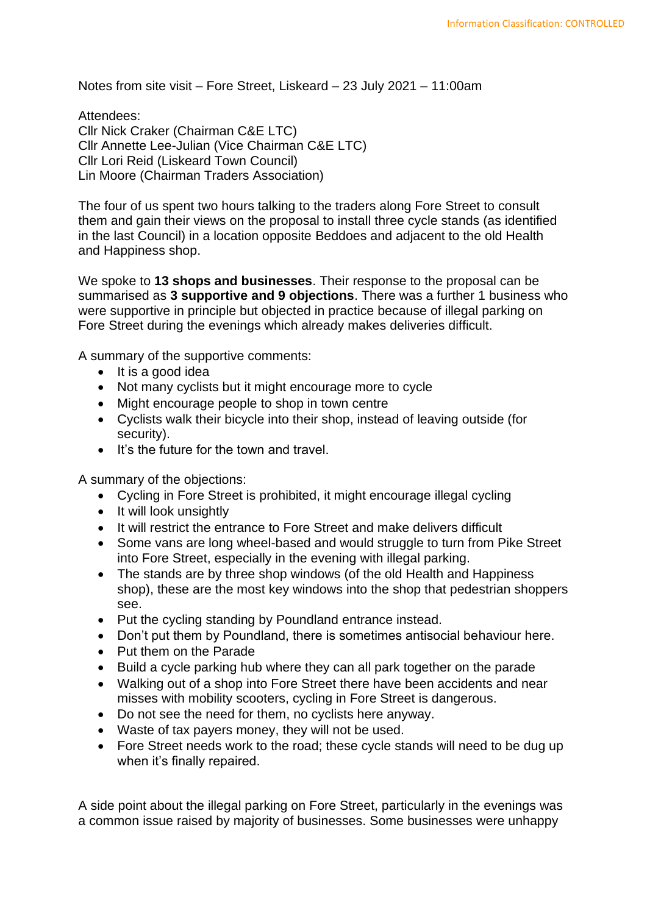Notes from site visit – Fore Street, Liskeard – 23 July 2021 – 11:00am

Attendees:
Cllr Nick Craker (Chairman C&E LTC)
Cllr Annette Lee-Julian (Vice Chairman C&E LTC)
Cllr Lori Reid (Liskeard Town Council)
Lin Moore (Chairman Traders Association)

The four of us spent two hours talking to the traders along Fore Street to consult them and gain their views on the proposal to install three cycle stands (as identified in the last Council) in a location opposite Beddoes and adjacent to the old Health and Happiness shop.

We spoke to **13 shops and businesses**. Their response to the proposal can be summarised as **3 supportive and 9 objections**. There was a further 1 business who were supportive in principle but objected in practice because of illegal parking on Fore Street during the evenings which already makes deliveries difficult.

A summary of the supportive comments:

- It is a good idea
- Not many cyclists but it might encourage more to cycle
- Might encourage people to shop in town centre
- Cyclists walk their bicycle into their shop, instead of leaving outside (for security).
- It's the future for the town and travel.

A summary of the objections:

- Cycling in Fore Street is prohibited, it might encourage illegal cycling
- It will look unsightly
- It will restrict the entrance to Fore Street and make delivers difficult
- Some vans are long wheel-based and would struggle to turn from Pike Street into Fore Street, especially in the evening with illegal parking.
- The stands are by three shop windows (of the old Health and Happiness shop), these are the most key windows into the shop that pedestrian shoppers see.
- Put the cycling standing by Poundland entrance instead.
- Don't put them by Poundland, there is sometimes antisocial behaviour here.
- Put them on the Parade
- Build a cycle parking hub where they can all park together on the parade
- Walking out of a shop into Fore Street there have been accidents and near misses with mobility scooters, cycling in Fore Street is dangerous.
- Do not see the need for them, no cyclists here anyway.
- Waste of tax payers money, they will not be used.
- Fore Street needs work to the road; these cycle stands will need to be dug up when it's finally repaired.

A side point about the illegal parking on Fore Street, particularly in the evenings was a common issue raised by majority of businesses. Some businesses were unhappy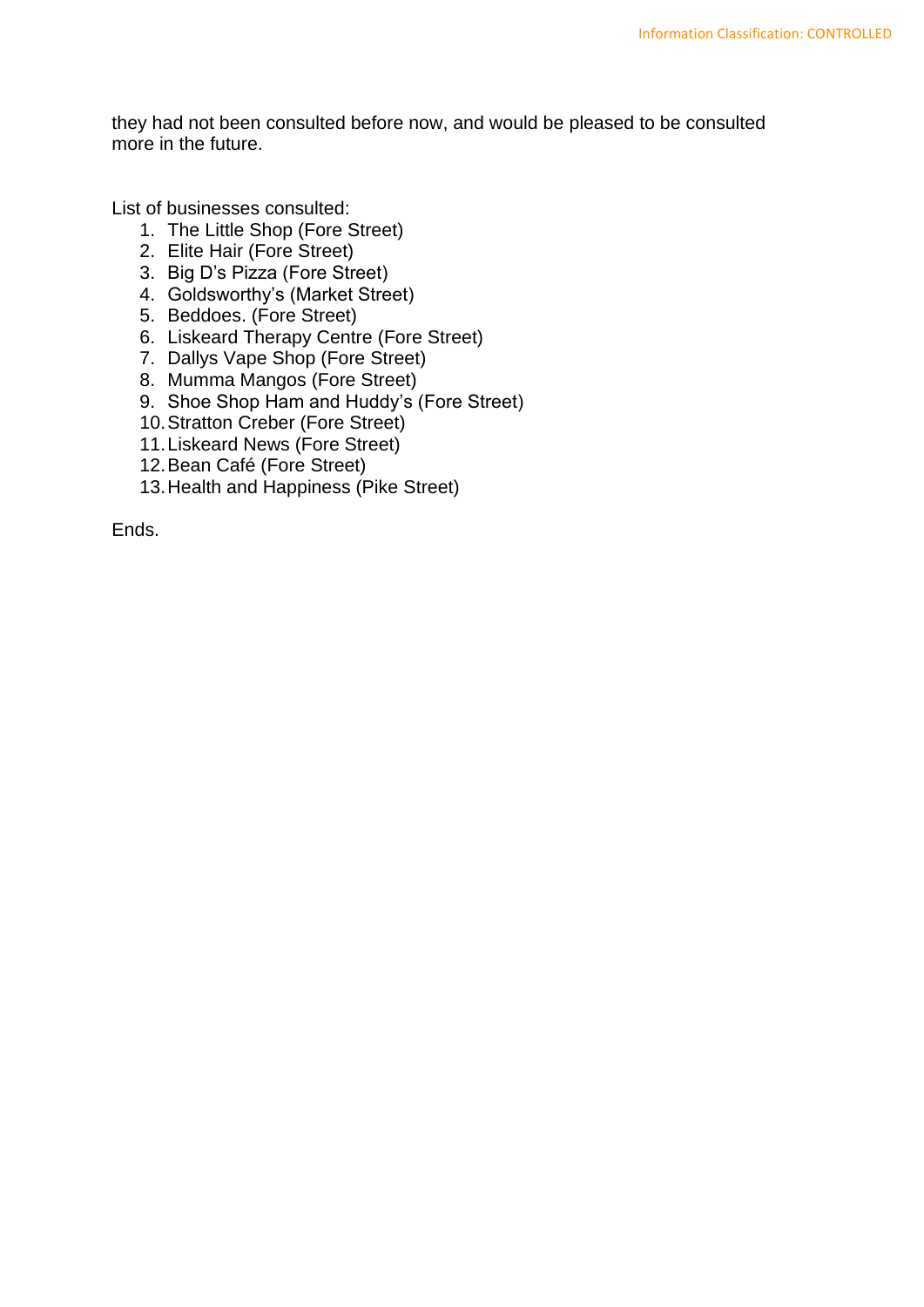they had not been consulted before now, and would be pleased to be consulted more in the future.

List of businesses consulted:

1. The Little Shop (Fore Street)
2. Elite Hair (Fore Street)
3. Big D's Pizza (Fore Street)
4. Goldsworthy's (Market Street)
5. Beddoes. (Fore Street)
6. Liskeard Therapy Centre (Fore Street)
7. Dallys Vape Shop (Fore Street)
8. Mumma Mangos (Fore Street)
9. Shoe Shop Ham and Huddy's (Fore Street)
10. Stratton Creber (Fore Street)
11. Liskeard News (Fore Street)
12. Bean Café (Fore Street)
13. Health and Happiness (Pike Street)

Ends.